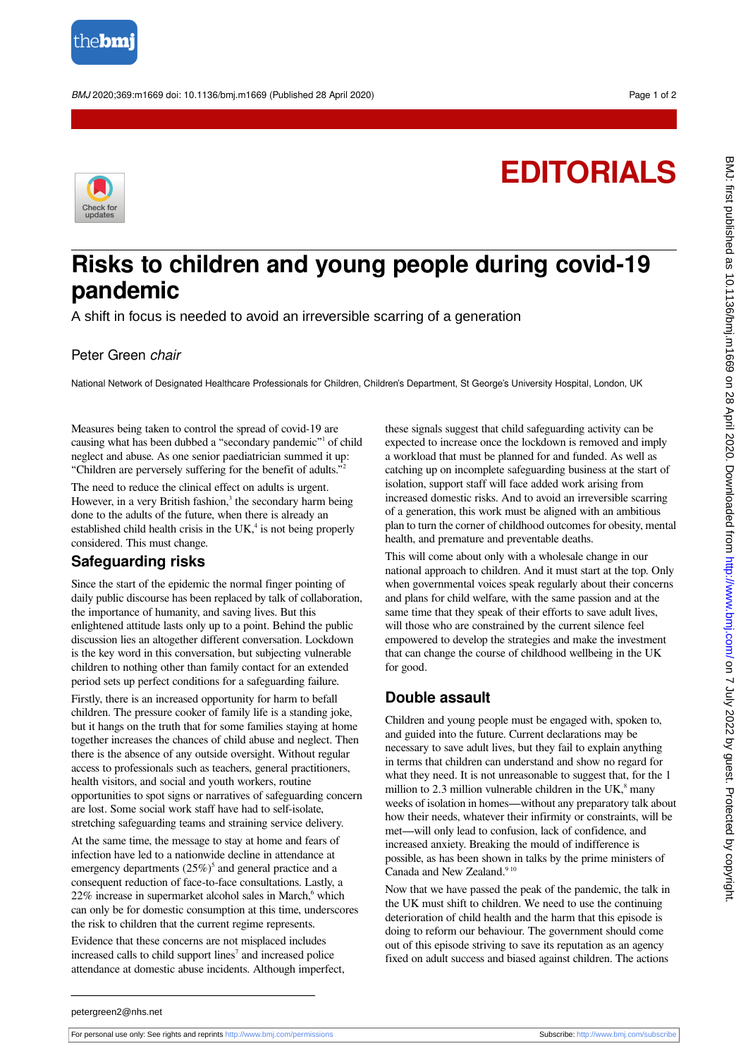EDITORIALS

# Risks to children and young people during covid-19 pandemic

A shift in focus is needed to avoid an irreversible scarring of a generation

Peter Green *chair*

National Network of Designated Healthcare Professionals for Children, Children's Department, St George's University Hospital, London, UK

Measures being taken to control the spread of covid-19 are causing what has been dubbed a "secondary pandemic"[1] of child neglect and abuse. As one senior paediatrician summed it up: "Children are perversely suffering for the benefit of adults."[2]

The need to reduce the clinical effect on adults is urgent. However, in a very British fashion,[3] the secondary harm being done to the adults of the future, when there is already an established child health crisis in the UK,[4] is not being properly considered. This must change.

## Safeguarding risks

Since the start of the epidemic the normal finger pointing of daily public discourse has been replaced by talk of collaboration, the importance of humanity, and saving lives. But this enlightened attitude lasts only up to a point. Behind the public discussion lies an altogether different conversation. Lockdown is the key word in this conversation, but subjecting vulnerable children to nothing other than family contact for an extended period sets up perfect conditions for a safeguarding failure.

Firstly, there is an increased opportunity for harm to befall children. The pressure cooker of family life is a standing joke, but it hangs on the truth that for some families staying at home together increases the chances of child abuse and neglect. Then there is the absence of any outside oversight. Without regular access to professionals such as teachers, general practitioners, health visitors, and social and youth workers, routine opportunities to spot signs or narratives of safeguarding concern are lost. Some social work staff have had to self-isolate, stretching safeguarding teams and straining service delivery.

At the same time, the message to stay at home and fears of infection have led to a nationwide decline in attendance at emergency departments (25%)[5] and general practice and a consequent reduction of face-to-face consultations. Lastly, a 22% increase in supermarket alcohol sales in March,[6] which can only be for domestic consumption at this time, underscores the risk to children that the current regime represents.

Evidence that these concerns are not misplaced includes increased calls to child support lines[7] and increased police attendance at domestic abuse incidents. Although imperfect, these signals suggest that child safeguarding activity can be expected to increase once the lockdown is removed and imply a workload that must be planned for and funded. As well as catching up on incomplete safeguarding business at the start of isolation, support staff will face added work arising from increased domestic risks. And to avoid an irreversible scarring of a generation, this work must be aligned with an ambitious plan to turn the corner of childhood outcomes for obesity, mental health, and premature and preventable deaths.

This will come about only with a wholesale change in our national approach to children. And it must start at the top. Only when governmental voices speak regularly about their concerns and plans for child welfare, with the same passion and at the same time that they speak of their efforts to save adult lives, will those who are constrained by the current silence feel empowered to develop the strategies and make the investment that can change the course of childhood wellbeing in the UK for good.

## Double assault

Children and young people must be engaged with, spoken to, and guided into the future. Current declarations may be necessary to save adult lives, but they fail to explain anything in terms that children can understand and show no regard for what they need. It is not unreasonable to suggest that, for the 1 million to 2.3 million vulnerable children in the UK,[8] many weeks of isolation in homes—without any preparatory talk about how their needs, whatever their infirmity or constraints, will be met—will only lead to confusion, lack of confidence, and increased anxiety. Breaking the mould of indifference is possible, as has been shown in talks by the prime ministers of Canada and New Zealand.[9,10]

Now that we have passed the peak of the pandemic, the talk in the UK must shift to children. We need to use the continuing deterioration of child health and the harm that this episode is doing to reform our behaviour. The government should come out of this episode striving to save its reputation as an agency fixed on adult success and biased against children. The actions

petergreen2@nhs.net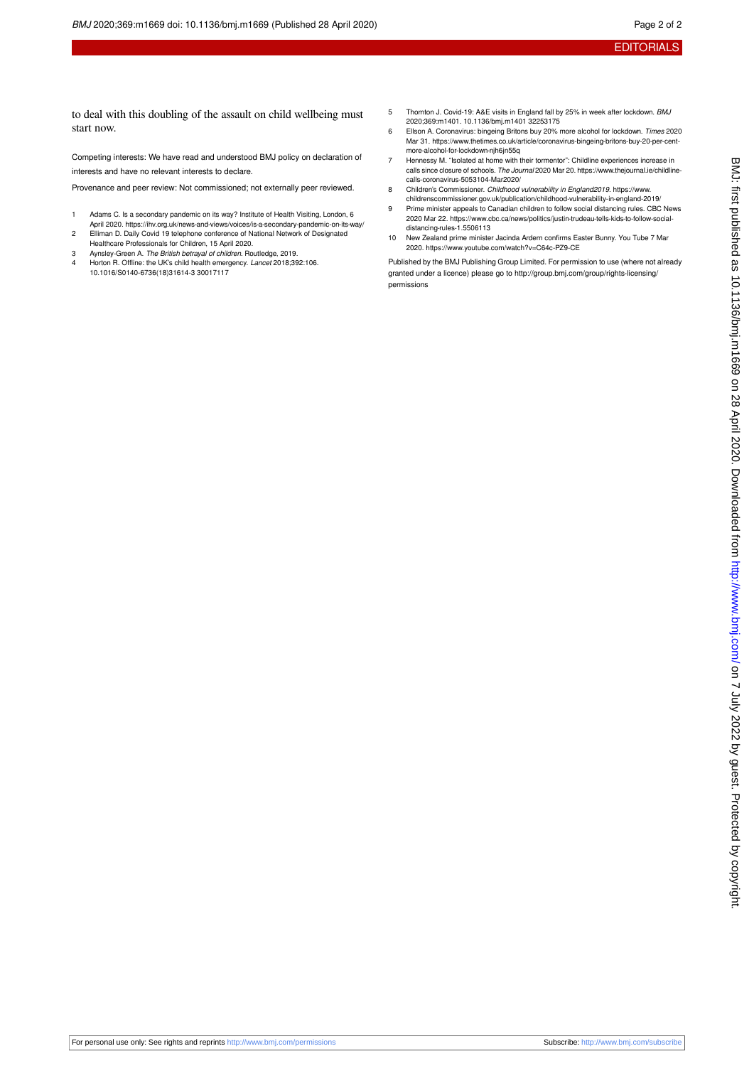to deal with this doubling of the assault on child wellbeing must start now.

Competing interests: We have read and understood BMJ policy on declaration of interests and have no relevant interests to declare.

Provenance and peer review: Not commissioned; not externally peer reviewed.

1. Adams C. Is a secondary pandemic on its way? Institute of Health Visiting, London, 6 April 2020. https://ihv.org.uk/news-and-views/voices/is-a-secondary-pandemic-on-its-way/
2. Elliman D. Daily Covid 19 telephone conference of National Network of Designated Healthcare Professionals for Children, 15 April 2020.
3. Aynsley-Green A. *The British betrayal of children*. Routledge, 2019.
4. Horton R. Offline: the UK's child health emergency. *Lancet* 2018;392:106. 10.1016/S0140-6736(18)31614-3 30017117
5. Thornton J. Covid-19: A&E visits in England fall by 25% in week after lockdown. *BMJ* 2020;369:m1401. 10.1136/bmj.m1401 32253175
6. Ellson A. Coronavirus: bingeing Britons buy 20% more alcohol for lockdown. *Times* 2020 Mar 31. https://www.thetimes.co.uk/article/coronavirus-bingeing-britons-buy-20-per-cent-more-alcohol-for-lockdown-njh6jn55q
7. Hennessy M. "Isolated at home with their tormentor": Childline experiences increase in calls since closure of schools. *The Journal* 2020 Mar 20. https://www.thejournal.ie/childline-calls-coronavirus-5053104-Mar2020/
8. Children's Commissioner. *Childhood vulnerability in England2019*. https://www.childrenscommissioner.gov.uk/publication/childhood-vulnerability-in-england-2019/
9. Prime minister appeals to Canadian children to follow social distancing rules. CBC News 2020 Mar 22. https://www.cbc.ca/news/politics/justin-trudeau-tells-kids-to-follow-social-distancing-rules-1.5506113
10. New Zealand prime minister Jacinda Ardern confirms Easter Bunny. You Tube 7 Mar 2020. https://www.youtube.com/watch?v=C64c-PZ9-CE

Published by the BMJ Publishing Group Limited. For permission to use (where not already granted under a licence) please go to http://group.bmj.com/group/rights-licensing/permissions